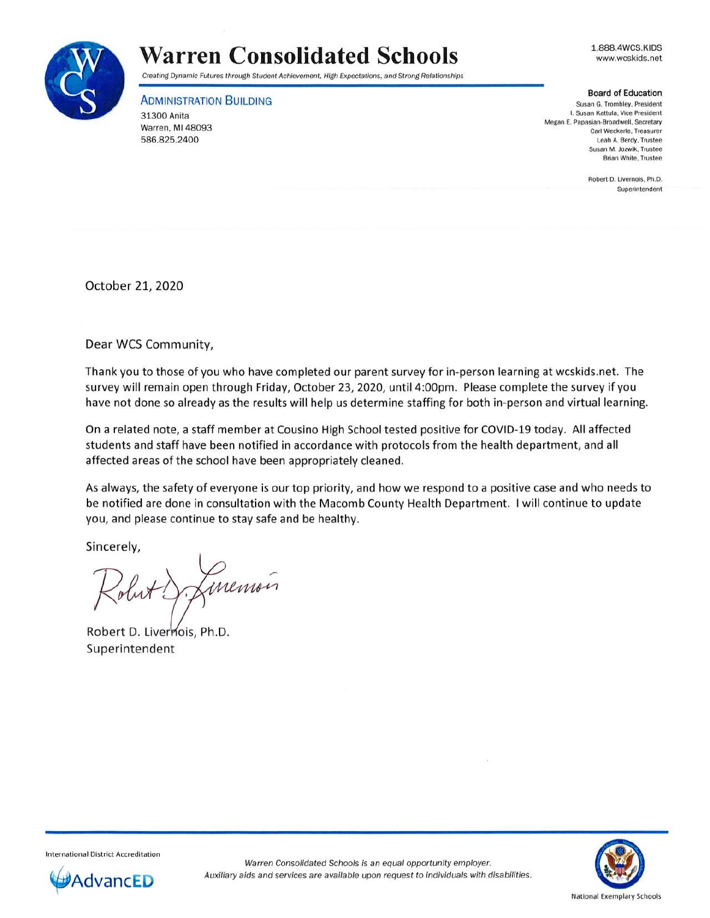# Warren Consolidated Schools

*Creating Dynamic Futures through Student Achievement, High Expectations, and Strong Relationships*

1.888.4WCS.KIDS
www.wcskids.net

**ADMINISTRATION BUILDING**
31300 Anita
Warren, MI 48093
586.825.2400

**Board of Education**
Susan G. Trombley, President
I. Susan Kattula, Vice President
Megan E. Papasian-Broadwell, Secretary
Carl Weckerle, Treasurer
Leah A. Berdy, Trustee
Susan M. Jozwik, Trustee
Brian White, Trustee

Robert D. Livernois, Ph.D.
Superintendent

October 21, 2020

Dear WCS Community,

Thank you to those of you who have completed our parent survey for in-person learning at wcskids.net. The survey will remain open through Friday, October 23, 2020, until 4:00pm. Please complete the survey if you have not done so already as the results will help us determine staffing for both in-person and virtual learning.

On a related note, a staff member at Cousino High School tested positive for COVID-19 today. All affected students and staff have been notified in accordance with protocols from the health department, and all affected areas of the school have been appropriately cleaned.

As always, the safety of everyone is our top priority, and how we respond to a positive case and who needs to be notified are done in consultation with the Macomb County Health Department. I will continue to update you, and please continue to stay safe and be healthy.

Sincerely,

Robert D. Livernois, Ph.D.
Superintendent

International District Accreditation
AdvancED

*Warren Consolidated Schools is an equal opportunity employer.*
*Auxiliary aids and services are available upon request to individuals with disabilities.*

National Exemplary Schools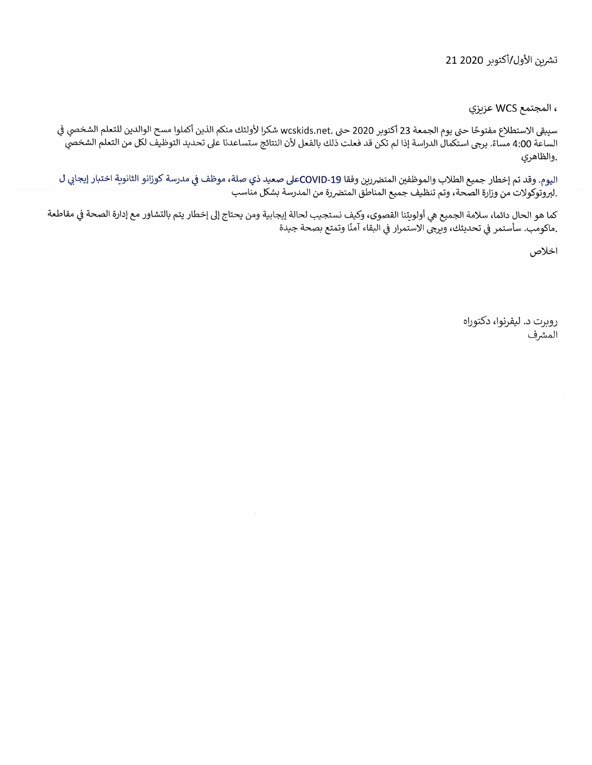تشرين الأول/أكتوبر 2020 21

، المجتمع WCS عزيزي

سيبقى الاستطلاع مفتوحًا حتى يوم الجمعة 23 أكتوبر 2020 حتى .wcskids.net شكرا لأولئك منكم الذين أكملوا مسح الوالدين للتعلم الشخصي في الساعة 4:00 مساءً. يرجى استكمال الدراسة إذا لم تكن قد فعلت ذلك بالفعل لأن النتائج ستساعدنا على تحديد التوظيف لكل من التعلم الشخصي والظاهري.

اليوم. وقد تم إخطار جميع الطلاب والموظفين المتضررين وفقا COVID-19على صعيد ذي صلة، موظف في مدرسة كوزانو الثانوية اختبار إيجابي ل لبروتوكولات من وزارة الصحة، وتم تنظيف جميع المناطق المتضررة من المدرسة بشكل مناسب.

كما هو الحال دائما، سلامة الجميع هي أولويتنا القصوى، وكيف نستجيب لحالة إيجابية ومن يحتاج إلى إخطار يتم بالتشاور مع إدارة الصحة في مقاطعة ماكومب. سأستمر في تحديثك، ويرجى الاستمرار في البقاء آمنًا وتمتع بصحة جيدة.

اخلاص

روبرت د. ليفرنوا، دكتوراه
المشرف